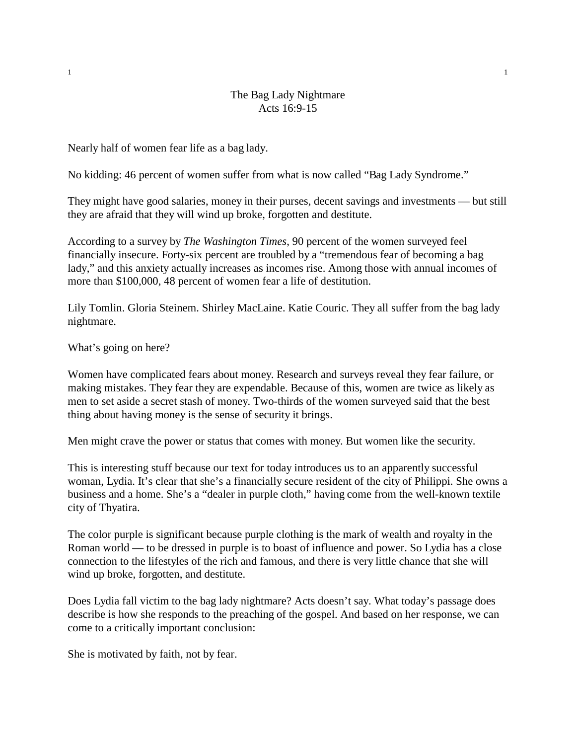# The Bag Lady Nightmare

Acts 16:9-15

Nearly half of women fear life as a bag lady.

No kidding: 46 percent of women suffer from what is now called “Bag Lady Syndrome.”

They might have good salaries, money in their purses, decent savings and investments — but still they are afraid that they will wind up broke, forgotten and destitute.

According to a survey by *The Washington Times*, 90 percent of the women surveyed feel financially insecure. Forty-six percent are troubled by a “tremendous fear of becoming a bag lady,” and this anxiety actually increases as incomes rise. Among those with annual incomes of more than $100,000, 48 percent of women fear a life of destitution.

Lily Tomlin. Gloria Steinem. Shirley MacLaine. Katie Couric. They all suffer from the bag lady nightmare.

What’s going on here?

Women have complicated fears about money. Research and surveys reveal they fear failure, or making mistakes. They fear they are expendable. Because of this, women are twice as likely as men to set aside a secret stash of money. Two-thirds of the women surveyed said that the best thing about having money is the sense of security it brings.

Men might crave the power or status that comes with money. But women like the security.

This is interesting stuff because our text for today introduces us to an apparently successful woman, Lydia. It’s clear that she’s a financially secure resident of the city of Philippi. She owns a business and a home. She’s a “dealer in purple cloth,” having come from the well-known textile city of Thyatira.

The color purple is significant because purple clothing is the mark of wealth and royalty in the Roman world — to be dressed in purple is to boast of influence and power. So Lydia has a close connection to the lifestyles of the rich and famous, and there is very little chance that she will wind up broke, forgotten, and destitute.

Does Lydia fall victim to the bag lady nightmare? Acts doesn’t say. What today’s passage does describe is how she responds to the preaching of the gospel. And based on her response, we can come to a critically important conclusion:

She is motivated by faith, not by fear.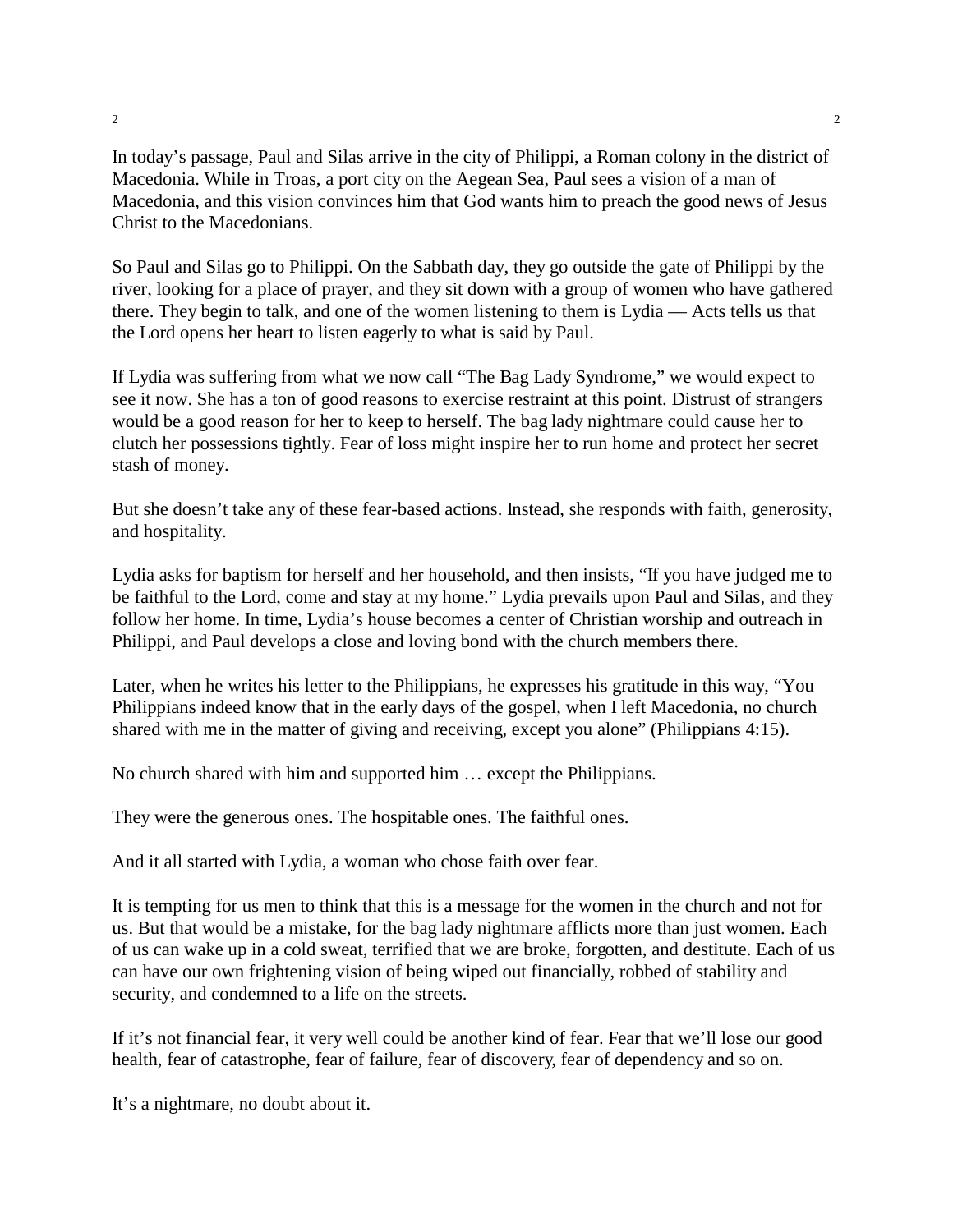In today's passage, Paul and Silas arrive in the city of Philippi, a Roman colony in the district of Macedonia. While in Troas, a port city on the Aegean Sea, Paul sees a vision of a man of Macedonia, and this vision convinces him that God wants him to preach the good news of Jesus Christ to the Macedonians.

So Paul and Silas go to Philippi. On the Sabbath day, they go outside the gate of Philippi by the river, looking for a place of prayer, and they sit down with a group of women who have gathered there. They begin to talk, and one of the women listening to them is Lydia — Acts tells us that the Lord opens her heart to listen eagerly to what is said by Paul.

If Lydia was suffering from what we now call "The Bag Lady Syndrome," we would expect to see it now. She has a ton of good reasons to exercise restraint at this point. Distrust of strangers would be a good reason for her to keep to herself. The bag lady nightmare could cause her to clutch her possessions tightly. Fear of loss might inspire her to run home and protect her secret stash of money.

But she doesn't take any of these fear-based actions. Instead, she responds with faith, generosity, and hospitality.

Lydia asks for baptism for herself and her household, and then insists, "If you have judged me to be faithful to the Lord, come and stay at my home." Lydia prevails upon Paul and Silas, and they follow her home. In time, Lydia's house becomes a center of Christian worship and outreach in Philippi, and Paul develops a close and loving bond with the church members there.

Later, when he writes his letter to the Philippians, he expresses his gratitude in this way, "You Philippians indeed know that in the early days of the gospel, when I left Macedonia, no church shared with me in the matter of giving and receiving, except you alone" (Philippians 4:15).

No church shared with him and supported him … except the Philippians.

They were the generous ones. The hospitable ones. The faithful ones.

And it all started with Lydia, a woman who chose faith over fear.

It is tempting for us men to think that this is a message for the women in the church and not for us. But that would be a mistake, for the bag lady nightmare afflicts more than just women. Each of us can wake up in a cold sweat, terrified that we are broke, forgotten, and destitute. Each of us can have our own frightening vision of being wiped out financially, robbed of stability and security, and condemned to a life on the streets.

If it's not financial fear, it very well could be another kind of fear. Fear that we'll lose our good health, fear of catastrophe, fear of failure, fear of discovery, fear of dependency and so on.

It's a nightmare, no doubt about it.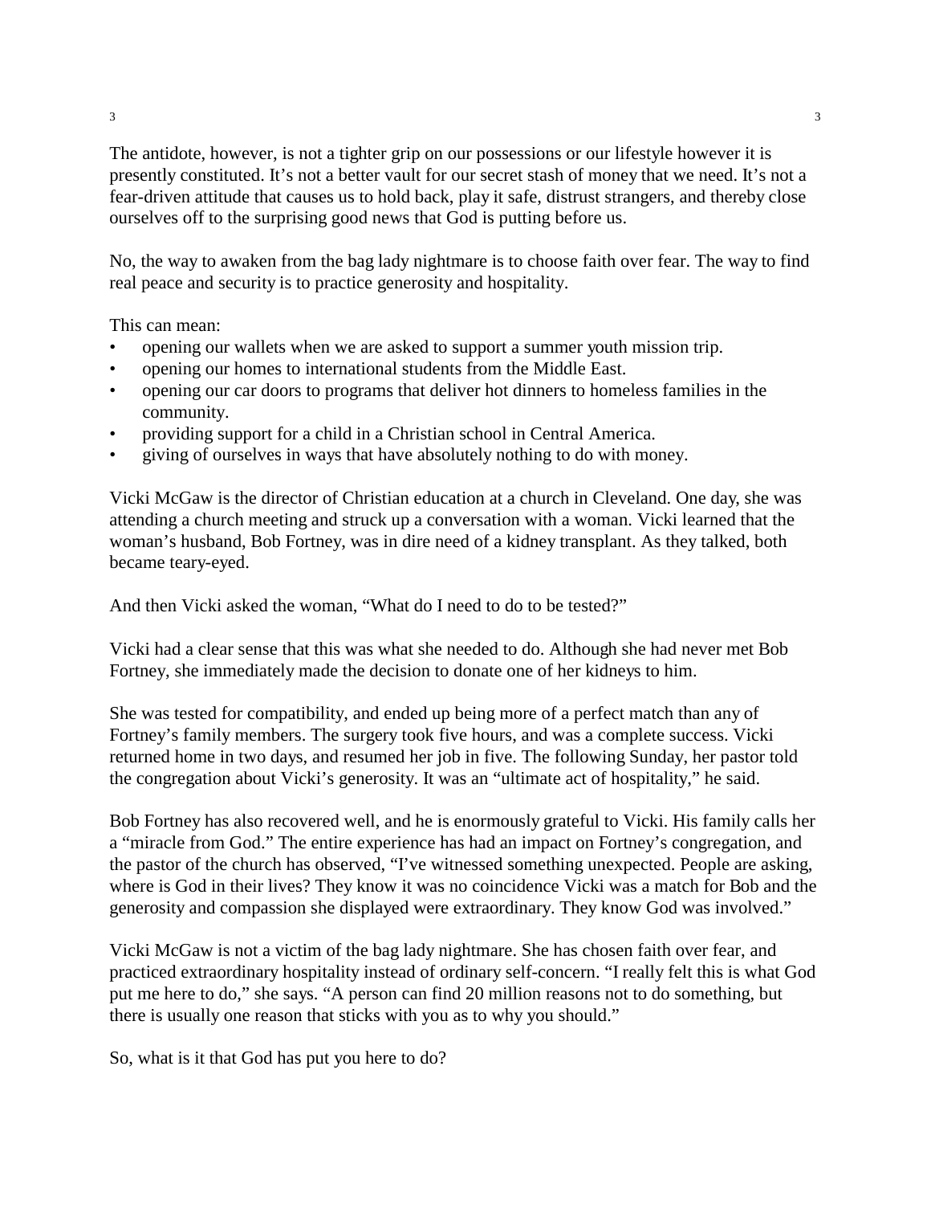The antidote, however, is not a tighter grip on our possessions or our lifestyle however it is presently constituted. It's not a better vault for our secret stash of money that we need. It's not a fear-driven attitude that causes us to hold back, play it safe, distrust strangers, and thereby close ourselves off to the surprising good news that God is putting before us.

No, the way to awaken from the bag lady nightmare is to choose faith over fear. The way to find real peace and security is to practice generosity and hospitality.

This can mean:

- opening our wallets when we are asked to support a summer youth mission trip.
- opening our homes to international students from the Middle East.
- opening our car doors to programs that deliver hot dinners to homeless families in the community.
- providing support for a child in a Christian school in Central America.
- giving of ourselves in ways that have absolutely nothing to do with money.

Vicki McGaw is the director of Christian education at a church in Cleveland. One day, she was attending a church meeting and struck up a conversation with a woman. Vicki learned that the woman's husband, Bob Fortney, was in dire need of a kidney transplant. As they talked, both became teary-eyed.

And then Vicki asked the woman, "What do I need to do to be tested?"

Vicki had a clear sense that this was what she needed to do. Although she had never met Bob Fortney, she immediately made the decision to donate one of her kidneys to him.

She was tested for compatibility, and ended up being more of a perfect match than any of Fortney's family members. The surgery took five hours, and was a complete success. Vicki returned home in two days, and resumed her job in five. The following Sunday, her pastor told the congregation about Vicki's generosity. It was an "ultimate act of hospitality," he said.

Bob Fortney has also recovered well, and he is enormously grateful to Vicki. His family calls her a "miracle from God." The entire experience has had an impact on Fortney's congregation, and the pastor of the church has observed, "I've witnessed something unexpected. People are asking, where is God in their lives? They know it was no coincidence Vicki was a match for Bob and the generosity and compassion she displayed were extraordinary. They know God was involved."

Vicki McGaw is not a victim of the bag lady nightmare. She has chosen faith over fear, and practiced extraordinary hospitality instead of ordinary self-concern. "I really felt this is what God put me here to do," she says. "A person can find 20 million reasons not to do something, but there is usually one reason that sticks with you as to why you should."

So, what is it that God has put you here to do?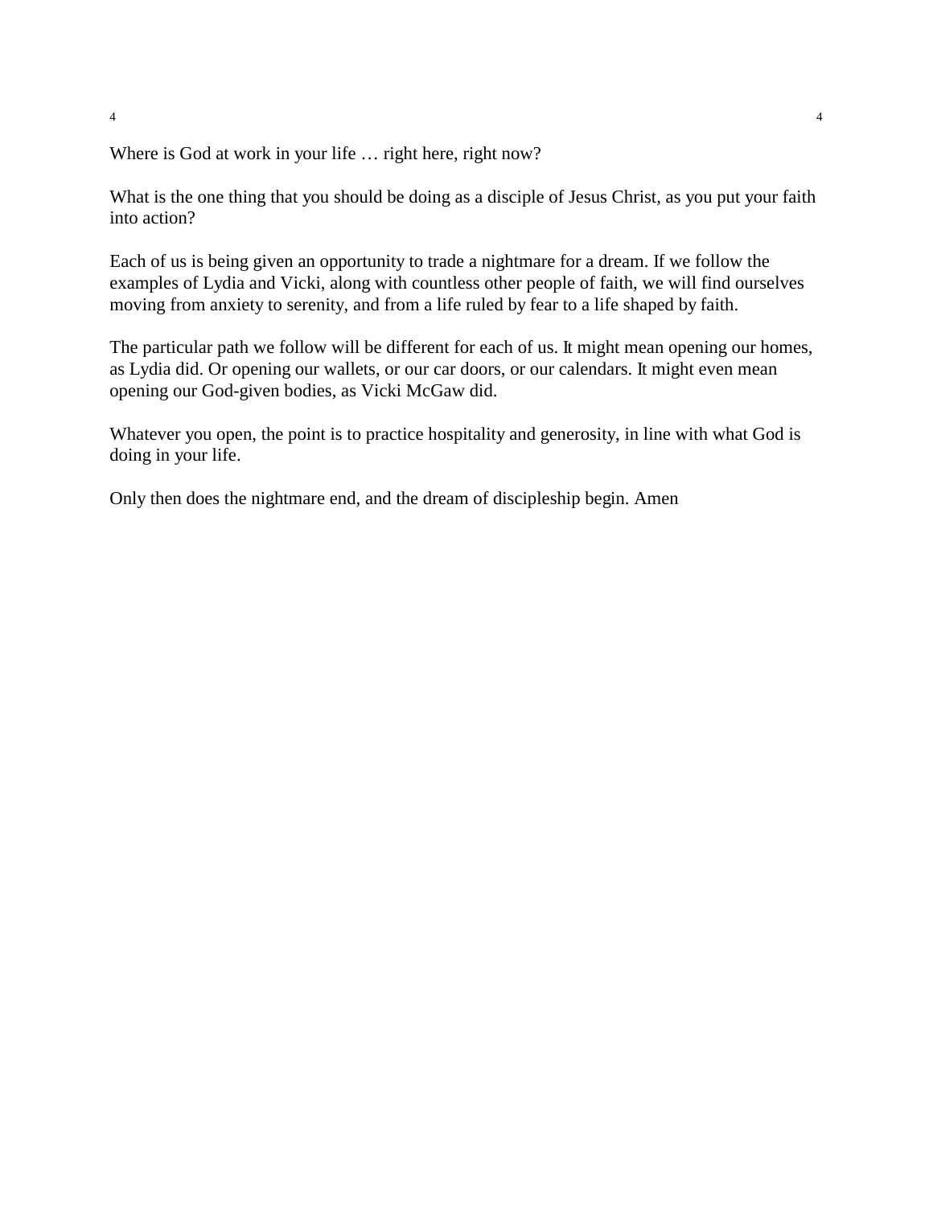Where is God at work in your life … right here, right now?

What is the one thing that you should be doing as a disciple of Jesus Christ, as you put your faith into action?

Each of us is being given an opportunity to trade a nightmare for a dream. If we follow the examples of Lydia and Vicki, along with countless other people of faith, we will find ourselves moving from anxiety to serenity, and from a life ruled by fear to a life shaped by faith.

The particular path we follow will be different for each of us. It might mean opening our homes, as Lydia did. Or opening our wallets, or our car doors, or our calendars. It might even mean opening our God-given bodies, as Vicki McGaw did.

Whatever you open, the point is to practice hospitality and generosity, in line with what God is doing in your life.

Only then does the nightmare end, and the dream of discipleship begin. Amen